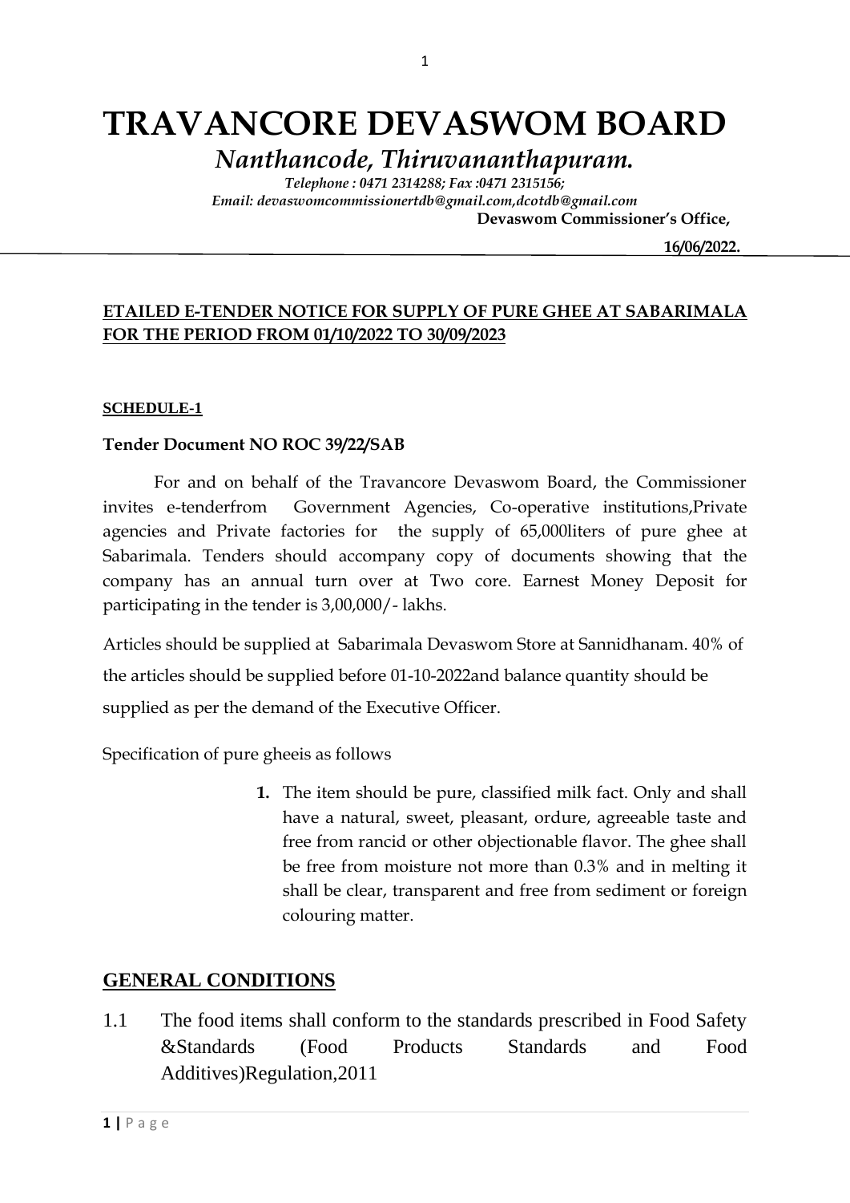# TRAVANCORE DEVASWOM BOARD

*Nanthancode, Thiruvananthapuram.*

*Telephone : 0471 2314288; Fax :0471 2315156;*
*Email: devaswomcommissionertdb@gmail.com,dcotdb@gmail.com*

**Devaswom Commissioner's Office,**

**16/06/2022.**

**ETAILED E-TENDER NOTICE FOR SUPPLY OF PURE GHEE AT SABARIMALA FOR THE PERIOD FROM 01/10/2022 TO 30/09/2023**

**SCHEDULE-1**

**Tender Document NO ROC 39/22/SAB**

For and on behalf of the Travancore Devaswom Board, the Commissioner invites e-tenderfrom Government Agencies, Co-operative institutions,Private agencies and Private factories for the supply of 65,000liters of pure ghee at Sabarimala. Tenders should accompany copy of documents showing that the company has an annual turn over at Two core. Earnest Money Deposit for participating in the tender is 3,00,000/- lakhs.

Articles should be supplied at Sabarimala Devaswom Store at Sannidhanam. 40% of the articles should be supplied before 01-10-2022and balance quantity should be supplied as per the demand of the Executive Officer.

Specification of pure gheeis as follows

1. The item should be pure, classified milk fact. Only and shall have a natural, sweet, pleasant, ordure, agreeable taste and free from rancid or other objectionable flavor. The ghee shall be free from moisture not more than 0.3% and in melting it shall be clear, transparent and free from sediment or foreign colouring matter.

## GENERAL CONDITIONS

1.1 The food items shall conform to the standards prescribed in Food Safety &Standards (Food Products Standards and Food Additives)Regulation,2011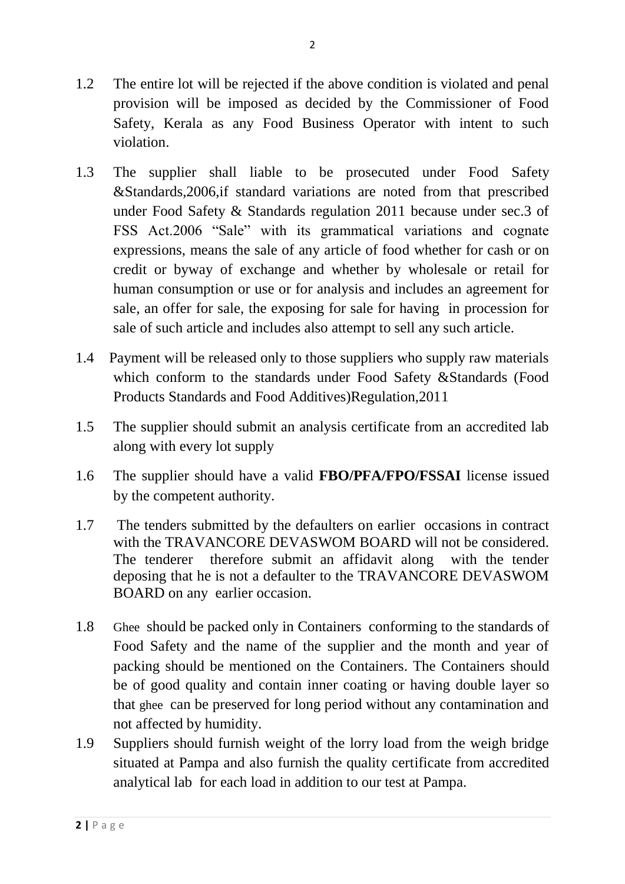1.2 The entire lot will be rejected if the above condition is violated and penal provision will be imposed as decided by the Commissioner of Food Safety, Kerala as any Food Business Operator with intent to such violation.

1.3 The supplier shall liable to be prosecuted under Food Safety &Standards,2006,if standard variations are noted from that prescribed under Food Safety & Standards regulation 2011 because under sec.3 of FSS Act.2006 "Sale" with its grammatical variations and cognate expressions, means the sale of any article of food whether for cash or on credit or byway of exchange and whether by wholesale or retail for human consumption or use or for analysis and includes an agreement for sale, an offer for sale, the exposing for sale for having in procession for sale of such article and includes also attempt to sell any such article.

1.4 Payment will be released only to those suppliers who supply raw materials which conform to the standards under Food Safety &Standards (Food Products Standards and Food Additives)Regulation,2011

1.5 The supplier should submit an analysis certificate from an accredited lab along with every lot supply

1.6 The supplier should have a valid **FBO/PFA/FPO/FSSAI** license issued by the competent authority.

1.7 The tenders submitted by the defaulters on earlier occasions in contract with the TRAVANCORE DEVASWOM BOARD will not be considered. The tenderer therefore submit an affidavit along with the tender deposing that he is not a defaulter to the TRAVANCORE DEVASWOM BOARD on any earlier occasion.

1.8 Ghee should be packed only in Containers conforming to the standards of Food Safety and the name of the supplier and the month and year of packing should be mentioned on the Containers. The Containers should be of good quality and contain inner coating or having double layer so that ghee can be preserved for long period without any contamination and not affected by humidity.

1.9 Suppliers should furnish weight of the lorry load from the weigh bridge situated at Pampa and also furnish the quality certificate from accredited analytical lab for each load in addition to our test at Pampa.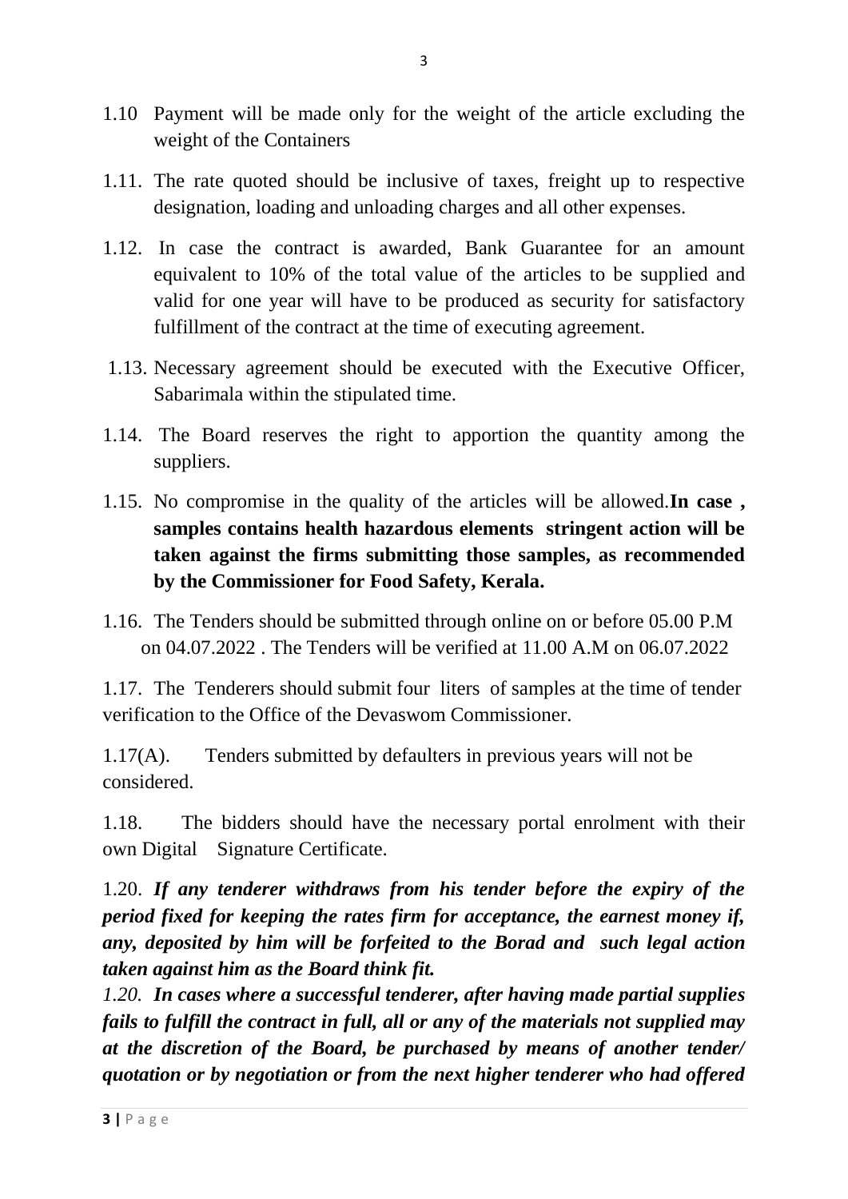1.10 Payment will be made only for the weight of the article excluding the weight of the Containers

1.11. The rate quoted should be inclusive of taxes, freight up to respective designation, loading and unloading charges and all other expenses.

1.12. In case the contract is awarded, Bank Guarantee for an amount equivalent to 10% of the total value of the articles to be supplied and valid for one year will have to be produced as security for satisfactory fulfillment of the contract at the time of executing agreement.

1.13. Necessary agreement should be executed with the Executive Officer, Sabarimala within the stipulated time.

1.14. The Board reserves the right to apportion the quantity among the suppliers.

1.15. No compromise in the quality of the articles will be allowed.**In case , samples contains health hazardous elements stringent action will be taken against the firms submitting those samples, as recommended by the Commissioner for Food Safety, Kerala.**

1.16. The Tenders should be submitted through online on or before 05.00 P.M on 04.07.2022 . The Tenders will be verified at 11.00 A.M on 06.07.2022

1.17. The Tenderers should submit four liters of samples at the time of tender verification to the Office of the Devaswom Commissioner.

1.17(A). Tenders submitted by defaulters in previous years will not be considered.

1.18. The bidders should have the necessary portal enrolment with their own Digital Signature Certificate.

1.20. ***If any tenderer withdraws from his tender before the expiry of the period fixed for keeping the rates firm for acceptance, the earnest money if, any, deposited by him will be forfeited to the Borad and such legal action taken against him as the Board think fit.***

*1.20.* ***In cases where a successful tenderer, after having made partial supplies fails to fulfill the contract in full, all or any of the materials not supplied may at the discretion of the Board, be purchased by means of another tender/ quotation or by negotiation or from the next higher tenderer who had offered***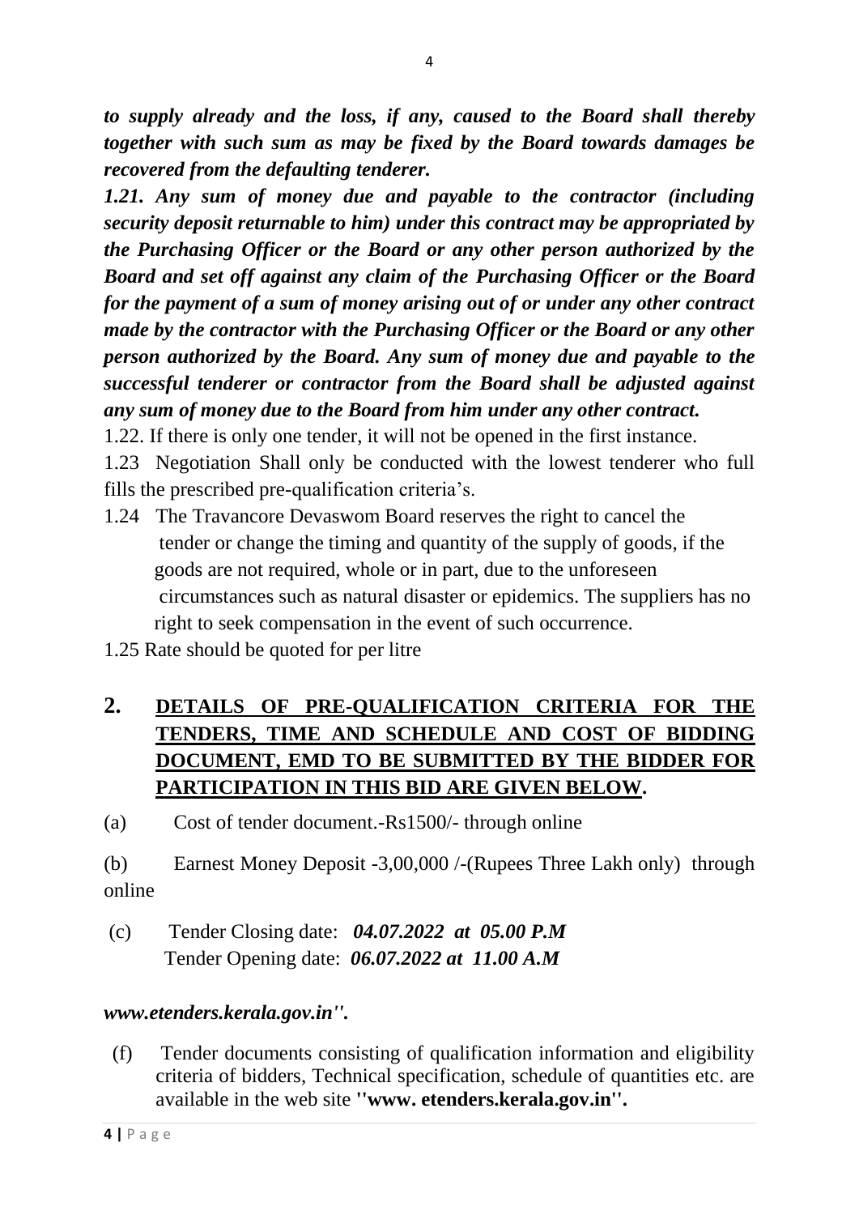***to supply already and the loss, if any, caused to the Board shall thereby together with such sum as may be fixed by the Board towards damages be recovered from the defaulting tenderer.***

***1.21. Any sum of money due and payable to the contractor (including security deposit returnable to him) under this contract may be appropriated by the Purchasing Officer or the Board or any other person authorized by the Board and set off against any claim of the Purchasing Officer or the Board for the payment of a sum of money arising out of or under any other contract made by the contractor with the Purchasing Officer or the Board or any other person authorized by the Board. Any sum of money due and payable to the successful tenderer or contractor from the Board shall be adjusted against any sum of money due to the Board from him under any other contract.***

1.22. If there is only one tender, it will not be opened in the first instance.

1.23 Negotiation Shall only be conducted with the lowest tenderer who full fills the prescribed pre-qualification criteria's.

1.24 The Travancore Devaswom Board reserves the right to cancel the tender or change the timing and quantity of the supply of goods, if the goods are not required, whole or in part, due to the unforeseen circumstances such as natural disaster or epidemics. The suppliers has no right to seek compensation in the event of such occurrence.

1.25 Rate should be quoted for per litre

## 2. <u>DETAILS OF PRE-QUALIFICATION CRITERIA FOR THE TENDERS, TIME AND SCHEDULE AND COST OF BIDDING DOCUMENT, EMD TO BE SUBMITTED BY THE BIDDER FOR PARTICIPATION IN THIS BID ARE GIVEN BELOW</u>.

(a) Cost of tender document.-Rs1500/- through online

(b) Earnest Money Deposit -3,00,000 /-(Rupees Three Lakh only) through online

(c) Tender Closing date: ***04.07.2022 at 05.00 P.M***
Tender Opening date: ***06.07.2022 at 11.00 A.M***

***www.etenders.kerala.gov.in''.***

(f) Tender documents consisting of qualification information and eligibility criteria of bidders, Technical specification, schedule of quantities etc. are available in the web site **''www. etenders.kerala.gov.in''.**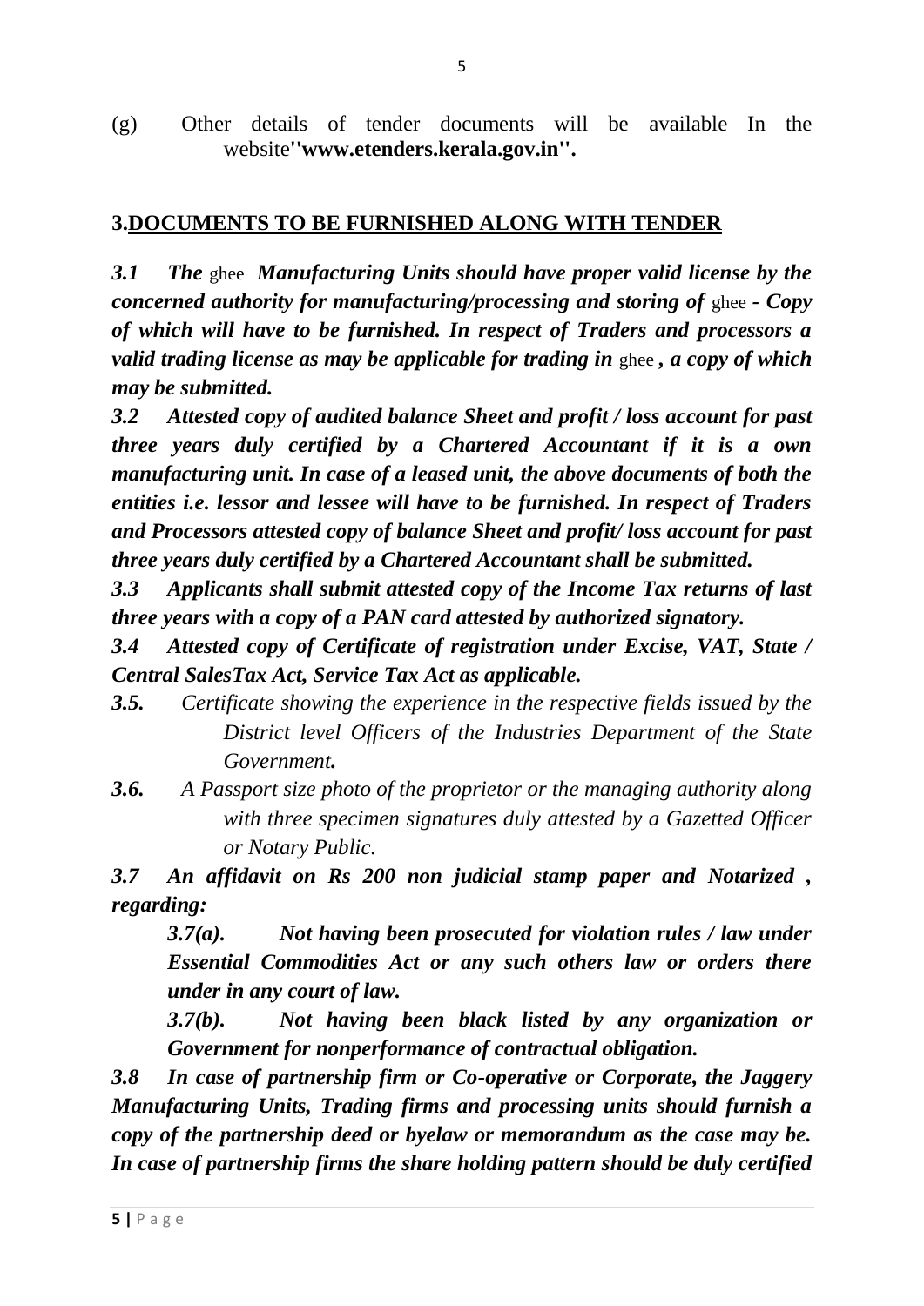(g) Other details of tender documents will be available In the website**''www.etenders.kerala.gov.in''.**

## 3.DOCUMENTS TO BE FURNISHED ALONG WITH TENDER

***3.1 The*** ghee ***Manufacturing Units should have proper valid license by the concerned authority for manufacturing/processing and storing of*** ghee ***- Copy of which will have to be furnished. In respect of Traders and processors a valid trading license as may be applicable for trading in*** ghee ***, a copy of which may be submitted.***

***3.2 Attested copy of audited balance Sheet and profit / loss account for past three years duly certified by a Chartered Accountant if it is a own manufacturing unit. In case of a leased unit, the above documents of both the entities i.e. lessor and lessee will have to be furnished. In respect of Traders and Processors attested copy of balance Sheet and profit/ loss account for past three years duly certified by a Chartered Accountant shall be submitted.***

***3.3 Applicants shall submit attested copy of the Income Tax returns of last three years with a copy of a PAN card attested by authorized signatory.***

***3.4 Attested copy of Certificate of registration under Excise, VAT, State / Central SalesTax Act, Service Tax Act as applicable.***

***3.5.*** *Certificate showing the experience in the respective fields issued by the District level Officers of the Industries Department of the State Government**.***

***3.6.*** *A Passport size photo of the proprietor or the managing authority along with three specimen signatures duly attested by a Gazetted Officer or Notary Public.*

***3.7 An affidavit on Rs 200 non judicial stamp paper and Notarized , regarding:***

***3.7(a). Not having been prosecuted for violation rules / law under Essential Commodities Act or any such others law or orders there under in any court of law.***

***3.7(b). Not having been black listed by any organization or Government for nonperformance of contractual obligation.***

***3.8 In case of partnership firm or Co-operative or Corporate, the Jaggery Manufacturing Units, Trading firms and processing units should furnish a copy of the partnership deed or byelaw or memorandum as the case may be. In case of partnership firms the share holding pattern should be duly certified***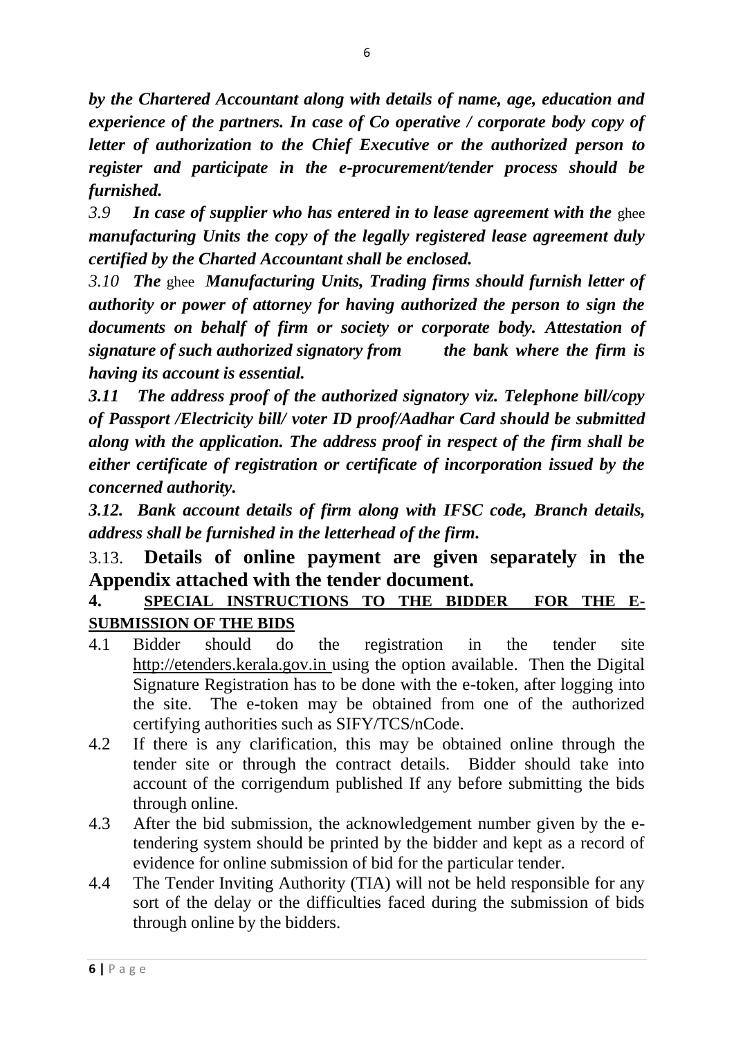***by the Chartered Accountant along with details of name, age, education and experience of the partners. In case of Co operative / corporate body copy of letter of authorization to the Chief Executive or the authorized person to register and participate in the e-procurement/tender process should be furnished.***

*3.9* ***In case of supplier who has entered in to lease agreement with the*** ghee ***manufacturing Units the copy of the legally registered lease agreement duly certified by the Charted Accountant shall be enclosed.***

*3.10* ***The*** ghee ***Manufacturing Units, Trading firms should furnish letter of authority or power of attorney for having authorized the person to sign the documents on behalf of firm or society or corporate body. Attestation of signature of such authorized signatory from the bank where the firm is having its account is essential.***

***3.11 The address proof of the authorized signatory viz. Telephone bill/copy of Passport /Electricity bill/ voter ID proof/Aadhar Card should be submitted along with the application. The address proof in respect of the firm shall be either certificate of registration or certificate of incorporation issued by the concerned authority.***

***3.12. Bank account details of firm along with IFSC code, Branch details, address shall be furnished in the letterhead of the firm.***

3.13. **Details of online payment are given separately in the Appendix attached with the tender document.**

**4. <u>SPECIAL INSTRUCTIONS TO THE BIDDER FOR THE E-SUBMISSION OF THE BIDS</u>**

4.1 Bidder should do the registration in the tender site http://etenders.kerala.gov.in using the option available. Then the Digital Signature Registration has to be done with the e-token, after logging into the site. The e-token may be obtained from one of the authorized certifying authorities such as SIFY/TCS/nCode.

4.2 If there is any clarification, this may be obtained online through the tender site or through the contract details. Bidder should take into account of the corrigendum published If any before submitting the bids through online.

4.3 After the bid submission, the acknowledgement number given by the e-tendering system should be printed by the bidder and kept as a record of evidence for online submission of bid for the particular tender.

4.4 The Tender Inviting Authority (TIA) will not be held responsible for any sort of the delay or the difficulties faced during the submission of bids through online by the bidders.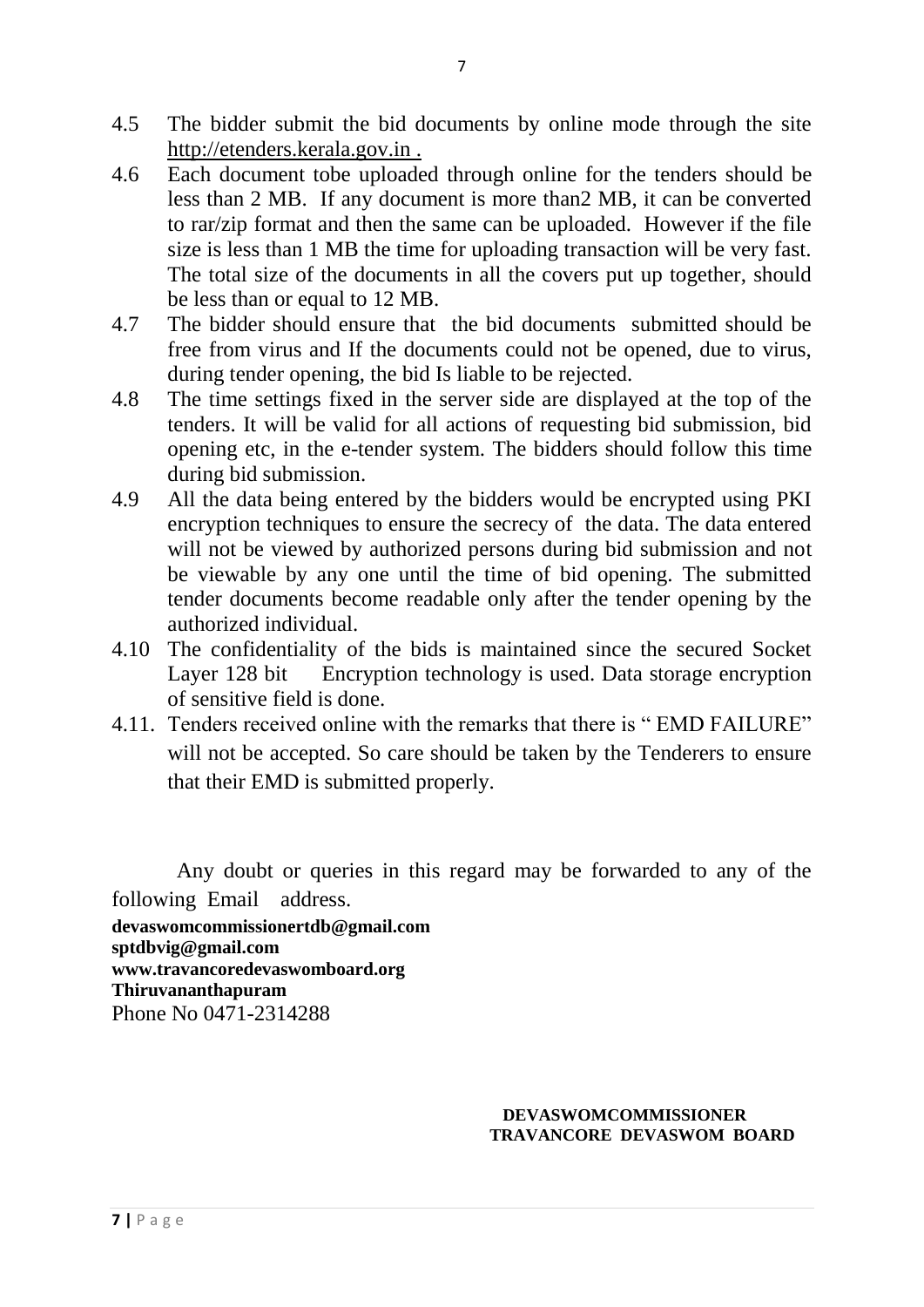4.5 The bidder submit the bid documents by online mode through the site http://etenders.kerala.gov.in .

4.6 Each document tobe uploaded through online for the tenders should be less than 2 MB. If any document is more than2 MB, it can be converted to rar/zip format and then the same can be uploaded. However if the file size is less than 1 MB the time for uploading transaction will be very fast. The total size of the documents in all the covers put up together, should be less than or equal to 12 MB.

4.7 The bidder should ensure that the bid documents submitted should be free from virus and If the documents could not be opened, due to virus, during tender opening, the bid Is liable to be rejected.

4.8 The time settings fixed in the server side are displayed at the top of the tenders. It will be valid for all actions of requesting bid submission, bid opening etc, in the e-tender system. The bidders should follow this time during bid submission.

4.9 All the data being entered by the bidders would be encrypted using PKI encryption techniques to ensure the secrecy of the data. The data entered will not be viewed by authorized persons during bid submission and not be viewable by any one until the time of bid opening. The submitted tender documents become readable only after the tender opening by the authorized individual.

4.10 The confidentiality of the bids is maintained since the secured Socket Layer 128 bit Encryption technology is used. Data storage encryption of sensitive field is done.

4.11. Tenders received online with the remarks that there is " EMD FAILURE" will not be accepted. So care should be taken by the Tenderers to ensure that their EMD is submitted properly.

Any doubt or queries in this regard may be forwarded to any of the following Email address.

**devaswomcommissionertdb@gmail.com**
**sptdbvig@gmail.com**
**www.travancoredevaswomboard.org**
**Thiruvananthapuram**
Phone No 0471-2314288

**DEVASWOMCOMMISSIONER**
**TRAVANCORE DEVASWOM BOARD**